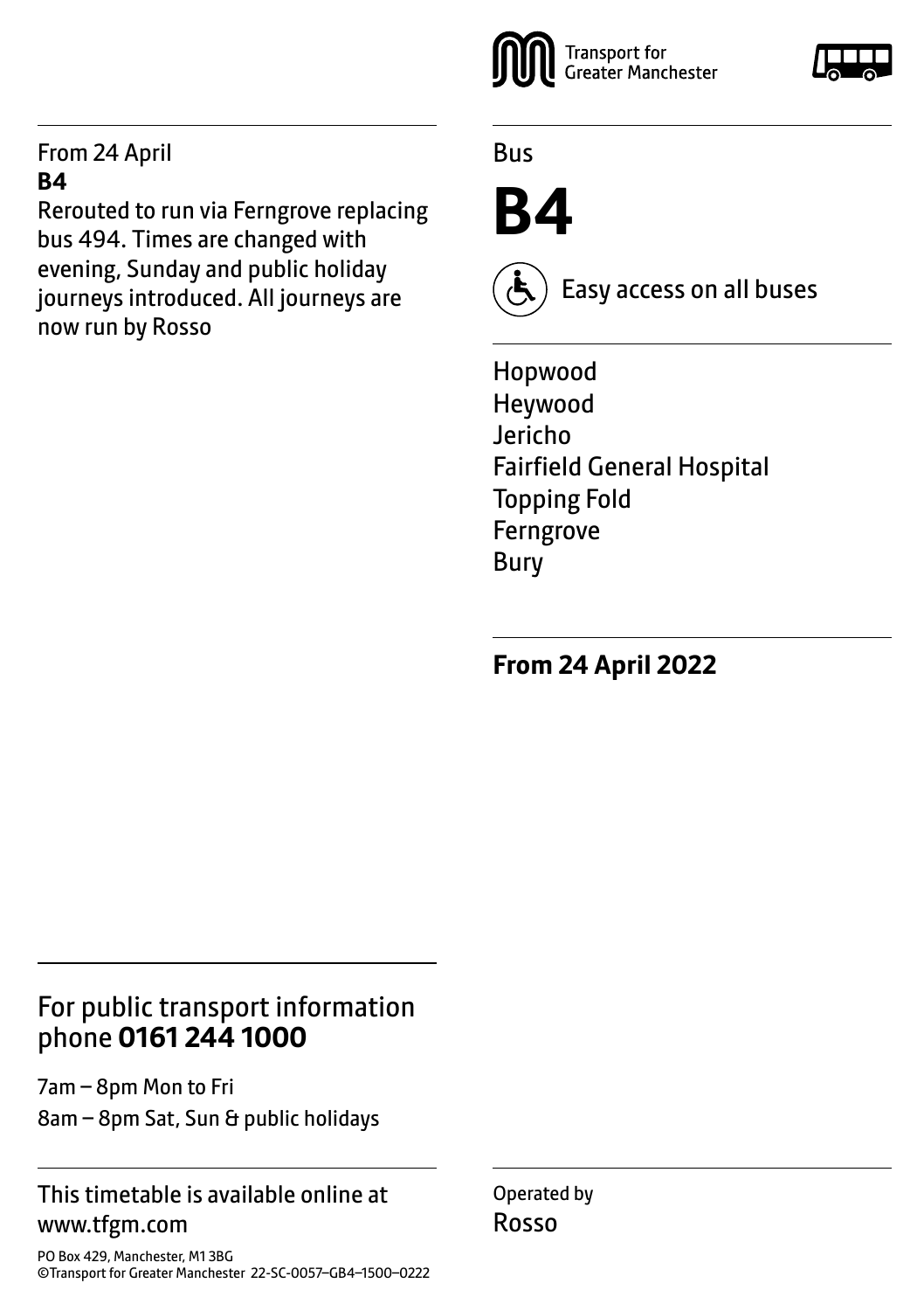Transport for Greater Manchester

Bus

# B4

Easy access on all buses

Hopwood
Heywood
Jericho
Fairfield General Hospital
Topping Fold
Ferngrove
Bury

**From 24 April 2022**

From 24 April
**B4**
Rerouted to run via Ferngrove replacing bus 494. Times are changed with evening, Sunday and public holiday journeys introduced. All journeys are now run by Rosso

## For public transport information phone **0161 244 1000**

7am – 8pm Mon to Fri
8am – 8pm Sat, Sun & public holidays

This timetable is available online at www.tfgm.com

PO Box 429, Manchester, M1 3BG
©Transport for Greater Manchester 22-SC-0057–GB4–1500–0222

Operated by
Rosso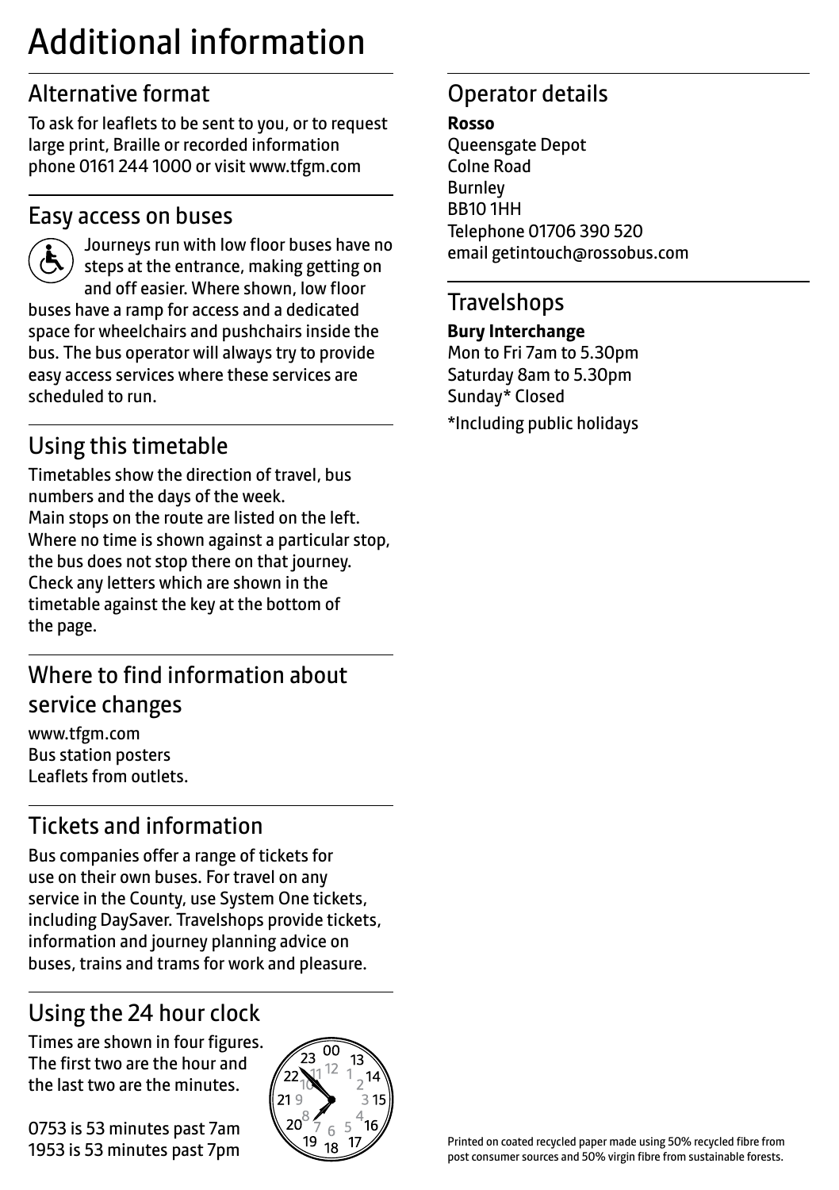# Additional information

## Alternative format

To ask for leaflets to be sent to you, or to request large print, Braille or recorded information phone 0161 244 1000 or visit www.tfgm.com

## Easy access on buses

Journeys run with low floor buses have no steps at the entrance, making getting on and off easier. Where shown, low floor buses have a ramp for access and a dedicated space for wheelchairs and pushchairs inside the bus. The bus operator will always try to provide easy access services where these services are scheduled to run.

## Using this timetable

Timetables show the direction of travel, bus numbers and the days of the week.
Main stops on the route are listed on the left. Where no time is shown against a particular stop, the bus does not stop there on that journey. Check any letters which are shown in the timetable against the key at the bottom of the page.

## Where to find information about service changes

www.tfgm.com
Bus station posters
Leaflets from outlets.

## Tickets and information

Bus companies offer a range of tickets for use on their own buses. For travel on any service in the County, use System One tickets, including DaySaver. Travelshops provide tickets, information and journey planning advice on buses, trains and trams for work and pleasure.

## Using the 24 hour clock

Times are shown in four figures. The first two are the hour and the last two are the minutes.

0753 is 53 minutes past 7am
1953 is 53 minutes past 7pm

## Operator details

**Rosso**
Queensgate Depot
Colne Road
Burnley
BB10 1HH
Telephone 01706 390 520
email getintouch@rossobus.com

## Travelshops

**Bury Interchange**
Mon to Fri 7am to 5.30pm
Saturday 8am to 5.30pm
Sunday* Closed

*Including public holidays

Printed on coated recycled paper made using 50% recycled fibre from post consumer sources and 50% virgin fibre from sustainable forests.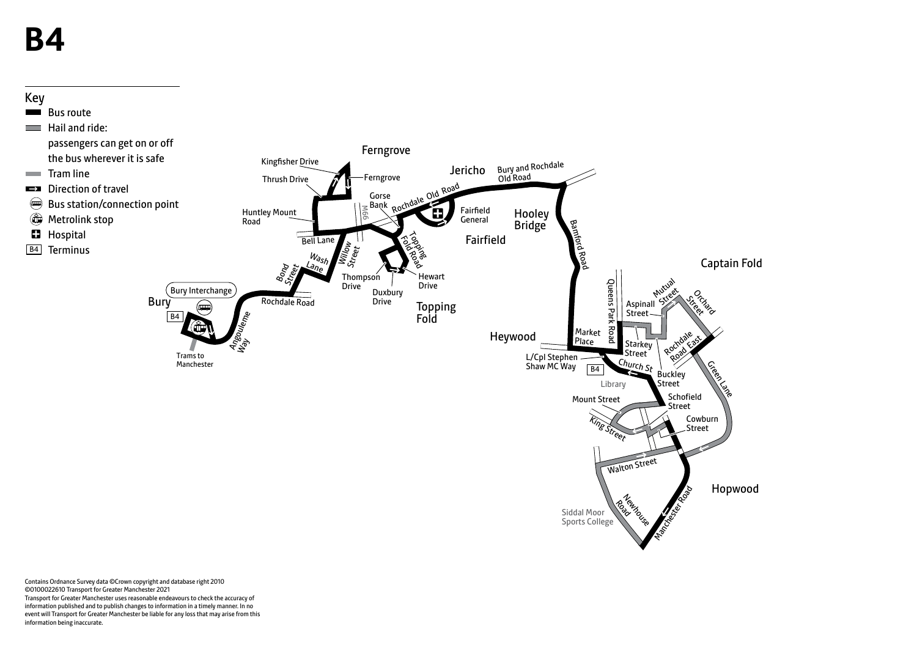# B4

## Key

- Bus route
- Hail and ride: passengers can get on or off the bus wherever it is safe
- Tram line
- Direction of travel
- Bus station/connection point
- Metrolink stop
- Hospital
- B4 Terminus

Ferngrove

Kingfisher Drive

Thrush Drive

Ferngrove

Jericho

Bury and Rochdale Old Road

Gorse Bank

Rochdale Old Road

M66

Huntley Mount Road

Fairfield General

Hooley Bridge

Fairfield

Bell Lane

Topping Fold Road

Bamford Road

Wash Lane

Willow Street

Bond Street

Thompson Drive

Hewart Drive

Captain Fold

Duxbury Drive

Bury Interchange

Bury

Rochdale Road

Topping Fold

Queens Park Road

Mutual Street

Orchard Street

Aspinall Street

B4

Angouleme Way

Heywood

Market Place

Rochdale Road East

Starkey Street

Trams to Manchester

L/Cpl Stephen Shaw MC Way

B4

Church St

Buckley Street

Green Lane

Library

Mount Street

Schofield Street

King Street

Cowburn Street

Walton Street

Hopwood

Newhouse Road

Siddal Moor Sports College

Manchester Road

Contains Ordnance Survey data ©Crown copyright and database right 2010
©0100022610 Transport for Greater Manchester 2021
Transport for Greater Manchester uses reasonable endeavours to check the accuracy of information published and to publish changes to information in a timely manner. In no event will Transport for Greater Manchester be liable for any loss that may arise from this information being inaccurate.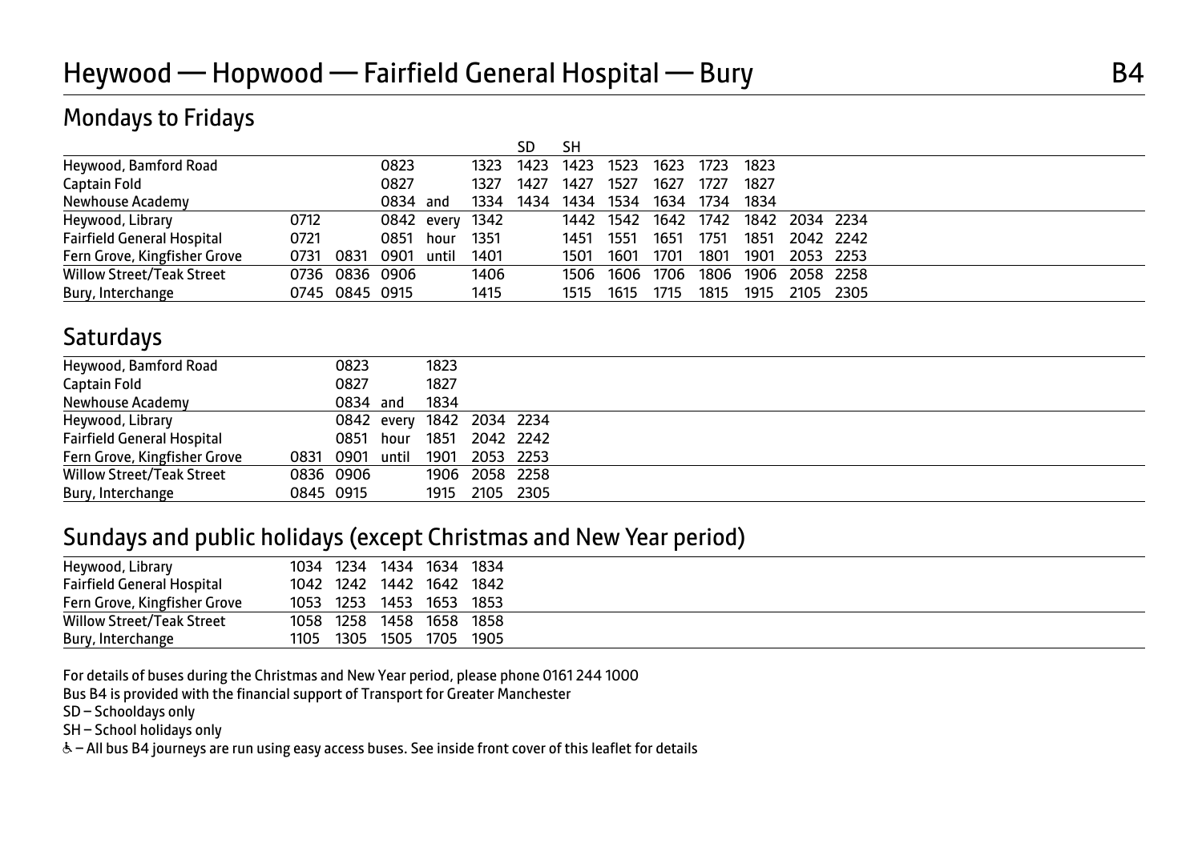# Heywood — Hopwood — Fairfield General Hospital — Bury

B4

## Mondays to Fridays

| | | | | | | SD | SH | | | | | | |
|---|---|---|---|---|---|---|---|---|---|---|---|---|---|
| Heywood, Bamford Road | | | 0823 | | 1323 | 1423 | 1423 | 1523 | 1623 | 1723 | 1823 | | |
| Captain Fold | | | 0827 | | 1327 | 1427 | 1427 | 1527 | 1627 | 1727 | 1827 | | |
| Newhouse Academy | | | 0834 | and | 1334 | 1434 | 1434 | 1534 | 1634 | 1734 | 1834 | | |
| Heywood, Library | 0712 | | 0842 | every | 1342 | | 1442 | 1542 | 1642 | 1742 | 1842 | 2034 | 2234 |
| Fairfield General Hospital | 0721 | | 0851 | hour | 1351 | | 1451 | 1551 | 1651 | 1751 | 1851 | 2042 | 2242 |
| Fern Grove, Kingfisher Grove | 0731 | 0831 | 0901 | until | 1401 | | 1501 | 1601 | 1701 | 1801 | 1901 | 2053 | 2253 |
| Willow Street/Teak Street | 0736 | 0836 | 0906 | | 1406 | | 1506 | 1606 | 1706 | 1806 | 1906 | 2058 | 2258 |
| Bury, Interchange | 0745 | 0845 | 0915 | | 1415 | | 1515 | 1615 | 1715 | 1815 | 1915 | 2105 | 2305 |

## Saturdays

| | | | | | | |
|---|---|---|---|---|---|---|
| Heywood, Bamford Road | | 0823 | | 1823 | | |
| Captain Fold | | 0827 | | 1827 | | |
| Newhouse Academy | | 0834 | and | 1834 | | |
| Heywood, Library | | 0842 | every | 1842 | 2034 | 2234 |
| Fairfield General Hospital | | 0851 | hour | 1851 | 2042 | 2242 |
| Fern Grove, Kingfisher Grove | 0831 | 0901 | until | 1901 | 2053 | 2253 |
| Willow Street/Teak Street | 0836 | 0906 | | 1906 | 2058 | 2258 |
| Bury, Interchange | 0845 | 0915 | | 1915 | 2105 | 2305 |

## Sundays and public holidays (except Christmas and New Year period)

| | | | | | |
|---|---|---|---|---|---|
| Heywood, Library | 1034 | 1234 | 1434 | 1634 | 1834 |
| Fairfield General Hospital | 1042 | 1242 | 1442 | 1642 | 1842 |
| Fern Grove, Kingfisher Grove | 1053 | 1253 | 1453 | 1653 | 1853 |
| Willow Street/Teak Street | 1058 | 1258 | 1458 | 1658 | 1858 |
| Bury, Interchange | 1105 | 1305 | 1505 | 1705 | 1905 |

For details of buses during the Christmas and New Year period, please phone 0161 244 1000

Bus B4 is provided with the financial support of Transport for Greater Manchester

SD – Schooldays only

SH – School holidays only

♿ – All bus B4 journeys are run using easy access buses. See inside front cover of this leaflet for details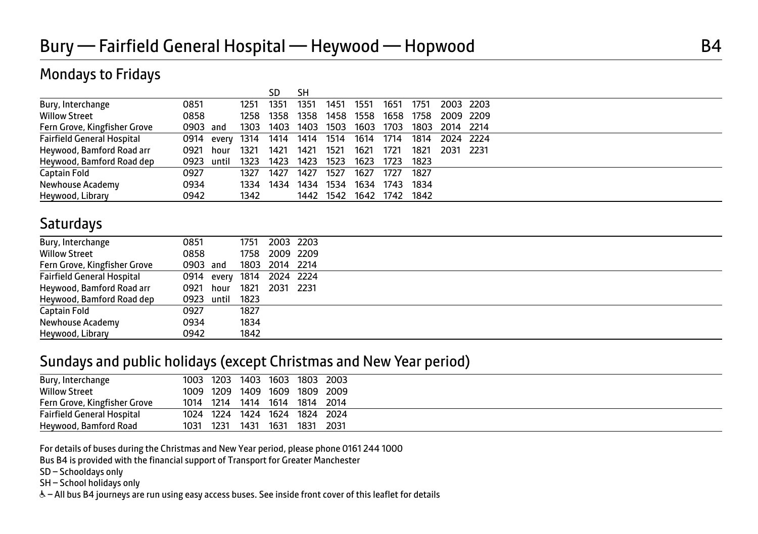# Bury — Fairfield General Hospital — Heywood — Hopwood

B4

## Mondays to Fridays

| | | | | SD | SH | | | | | | |
|---|---|---|---|---|---|---|---|---|---|---|---|
| Bury, Interchange | 0851 | | 1251 | 1351 | 1351 | 1451 | 1551 | 1651 | 1751 | 2003 | 2203 |
| Willow Street | 0858 | | 1258 | 1358 | 1358 | 1458 | 1558 | 1658 | 1758 | 2009 | 2209 |
| Fern Grove, Kingfisher Grove | 0903 | and | 1303 | 1403 | 1403 | 1503 | 1603 | 1703 | 1803 | 2014 | 2214 |
| Fairfield General Hospital | 0914 | every | 1314 | 1414 | 1414 | 1514 | 1614 | 1714 | 1814 | 2024 | 2224 |
| Heywood, Bamford Road arr | 0921 | hour | 1321 | 1421 | 1421 | 1521 | 1621 | 1721 | 1821 | 2031 | 2231 |
| Heywood, Bamford Road dep | 0923 | until | 1323 | 1423 | 1423 | 1523 | 1623 | 1723 | 1823 | | |
| Captain Fold | 0927 | | 1327 | 1427 | 1427 | 1527 | 1627 | 1727 | 1827 | | |
| Newhouse Academy | 0934 | | 1334 | 1434 | 1434 | 1534 | 1634 | 1743 | 1834 | | |
| Heywood, Library | 0942 | | 1342 | | 1442 | 1542 | 1642 | 1742 | 1842 | | |

## Saturdays

| | | | | | |
|---|---|---|---|---|---|
| Bury, Interchange | 0851 | | 1751 | 2003 | 2203 |
| Willow Street | 0858 | | 1758 | 2009 | 2209 |
| Fern Grove, Kingfisher Grove | 0903 | and | 1803 | 2014 | 2214 |
| Fairfield General Hospital | 0914 | every | 1814 | 2024 | 2224 |
| Heywood, Bamford Road arr | 0921 | hour | 1821 | 2031 | 2231 |
| Heywood, Bamford Road dep | 0923 | until | 1823 | | |
| Captain Fold | 0927 | | 1827 | | |
| Newhouse Academy | 0934 | | 1834 | | |
| Heywood, Library | 0942 | | 1842 | | |

## Sundays and public holidays (except Christmas and New Year period)

| | | | | | | |
|---|---|---|---|---|---|---|
| Bury, Interchange | 1003 | 1203 | 1403 | 1603 | 1803 | 2003 |
| Willow Street | 1009 | 1209 | 1409 | 1609 | 1809 | 2009 |
| Fern Grove, Kingfisher Grove | 1014 | 1214 | 1414 | 1614 | 1814 | 2014 |
| Fairfield General Hospital | 1024 | 1224 | 1424 | 1624 | 1824 | 2024 |
| Heywood, Bamford Road | 1031 | 1231 | 1431 | 1631 | 1831 | 2031 |

For details of buses during the Christmas and New Year period, please phone 0161 244 1000

Bus B4 is provided with the financial support of Transport for Greater Manchester

SD – Schooldays only

SH – School holidays only

♿ – All bus B4 journeys are run using easy access buses. See inside front cover of this leaflet for details